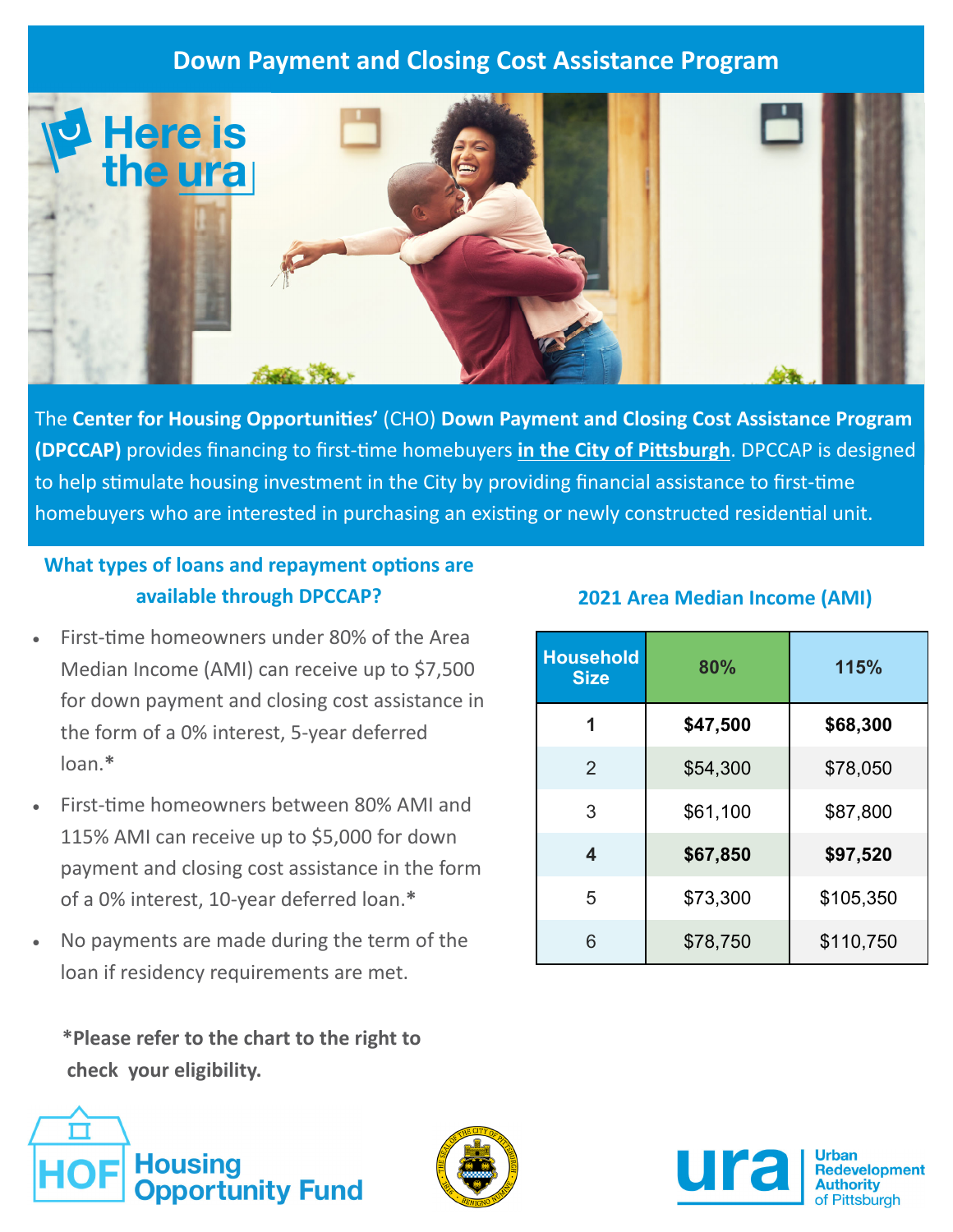# Down Payment and Closing Cost Assistance Program

Here is the ura

The **Center for Housing Opportunities'** (CHO) **Down Payment and Closing Cost Assistance Program (DPCCAP)** provides financing to first-time homebuyers **in the City of Pittsburgh**. DPCCAP is designed to help stimulate housing investment in the City by providing financial assistance to first-time homebuyers who are interested in purchasing an existing or newly constructed residential unit.

## What types of loans and repayment options are available through DPCCAP?

- First-time homeowners under 80% of the Area Median Income (AMI) can receive up to $7,500 for down payment and closing cost assistance in the form of a 0% interest, 5-year deferred loan.*
- First-time homeowners between 80% AMI and 115% AMI can receive up to $5,000 for down payment and closing cost assistance in the form of a 0% interest, 10-year deferred loan.*
- No payments are made during the term of the loan if residency requirements are met.

**\*Please refer to the chart to the right to check your eligibility.**

## 2021 Area Median Income (AMI)

| Household Size | 80% | 115% |
|---|---|---|
| **1** | **$47,500** | **$68,300** |
| 2 | $54,300 | $78,050 |
| 3 | $61,100 | $87,800 |
| **4** | **$67,850** | **$97,520** |
| 5 | $73,300 | $105,350 |
| 6 | $78,750 | $110,750 |

HOF Housing Opportunity Fund

ura Urban Redevelopment Authority of Pittsburgh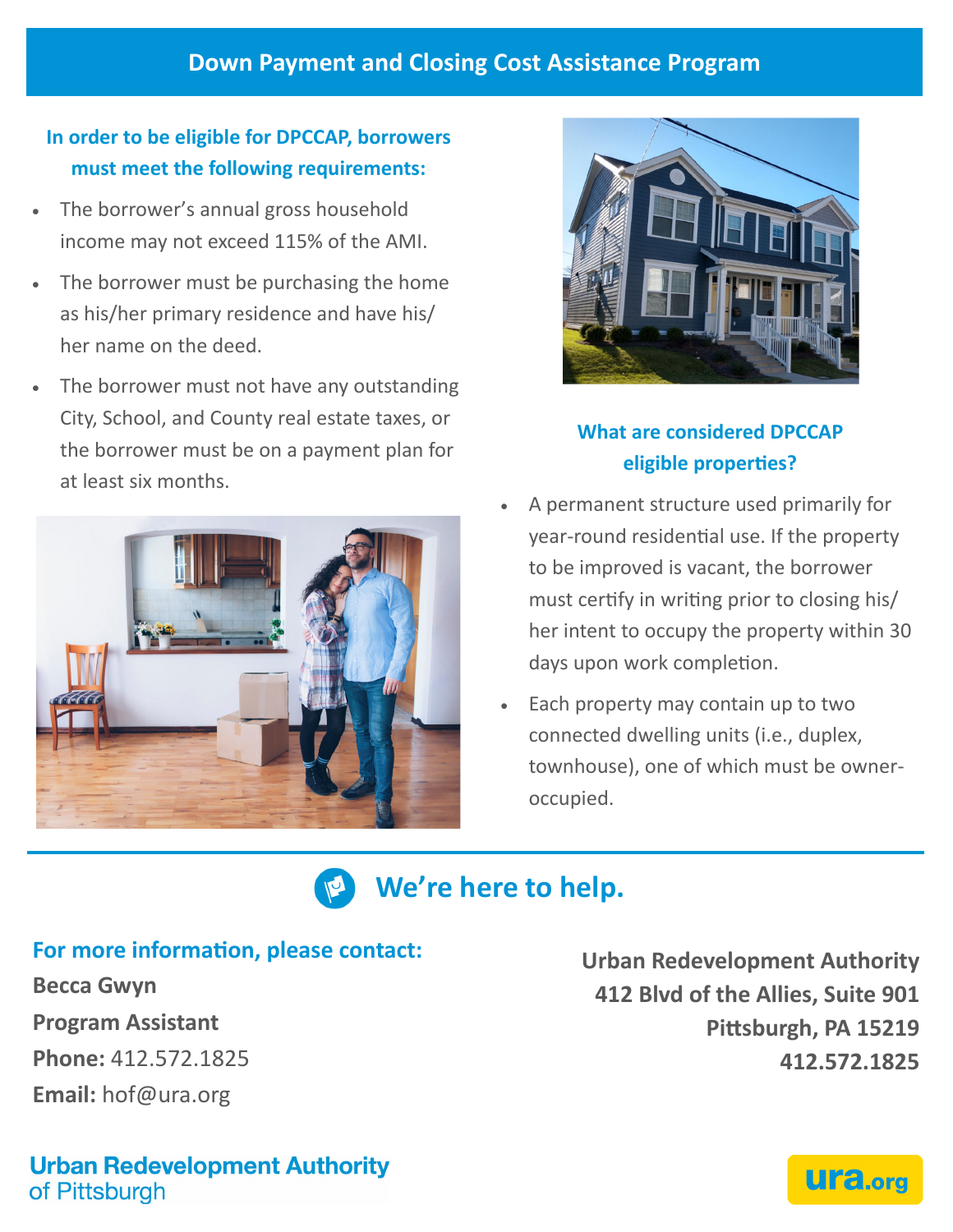# Down Payment and Closing Cost Assistance Program

### In order to be eligible for DPCCAP, borrowers must meet the following requirements:

- The borrower's annual gross household income may not exceed 115% of the AMI.
- The borrower must be purchasing the home as his/her primary residence and have his/her name on the deed.
- The borrower must not have any outstanding City, School, and County real estate taxes, or the borrower must be on a payment plan for at least six months.

### What are considered DPCCAP eligible properties?

- A permanent structure used primarily for year-round residential use. If the property to be improved is vacant, the borrower must certify in writing prior to closing his/her intent to occupy the property within 30 days upon work completion.
- Each property may contain up to two connected dwelling units (i.e., duplex, townhouse), one of which must be owner-occupied.

## We're here to help.

### For more information, please contact:

**Becca Gwyn**
**Program Assistant**
**Phone:** 412.572.1825
**Email:** hof@ura.org

**Urban Redevelopment Authority**
**412 Blvd of the Allies, Suite 901**
**Pittsburgh, PA 15219**
**412.572.1825**

Urban Redevelopment Authority of Pittsburgh

ura.org